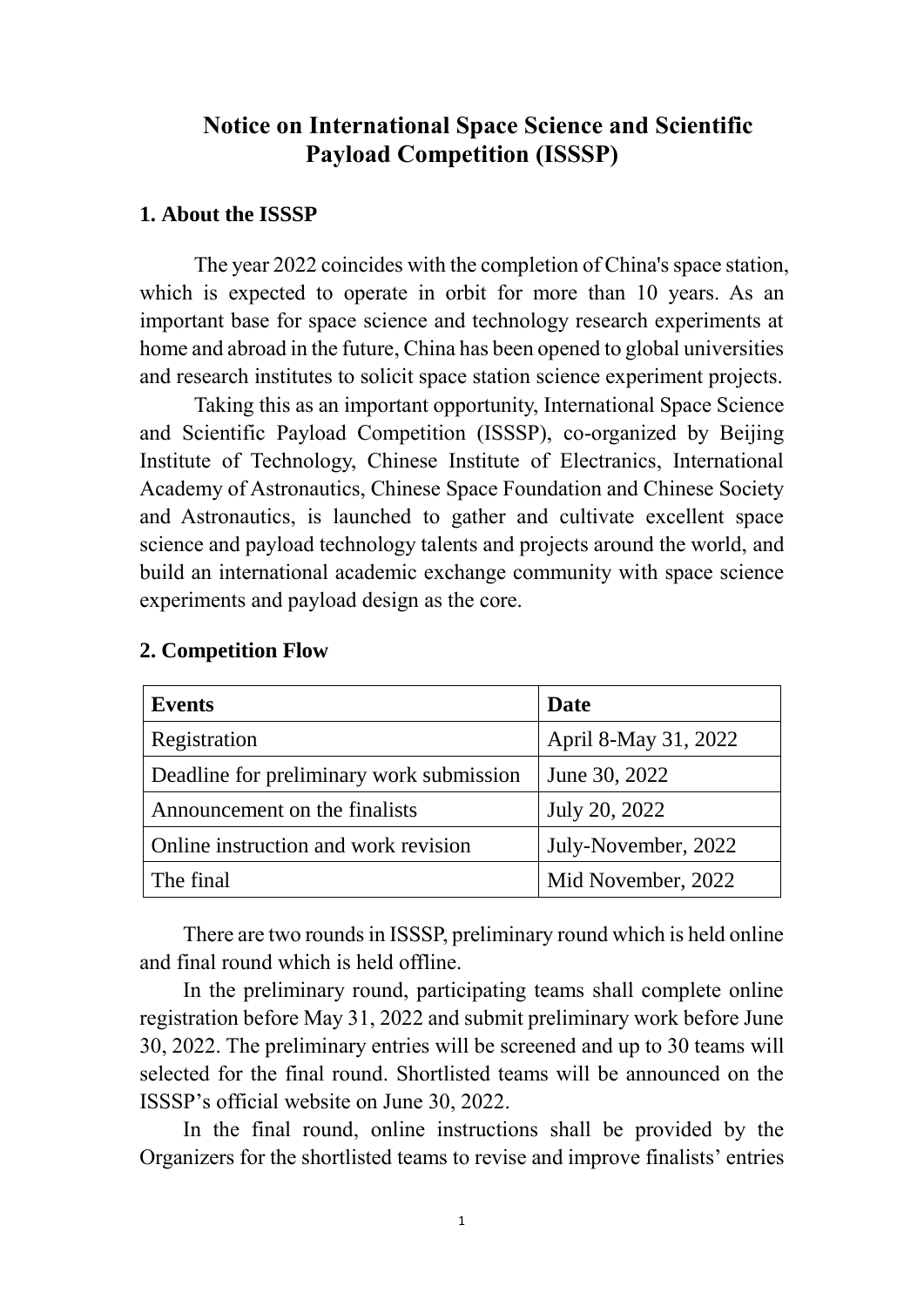# Notice on International Space Science and Scientific Payload Competition (ISSSP)

## 1. About the ISSSP

The year 2022 coincides with the completion of China's space station, which is expected to operate in orbit for more than 10 years. As an important base for space science and technology research experiments at home and abroad in the future, China has been opened to global universities and research institutes to solicit space station science experiment projects.

Taking this as an important opportunity, International Space Science and Scientific Payload Competition (ISSSP), co-organized by Beijing Institute of Technology, Chinese Institute of Electranics, International Academy of Astronautics, Chinese Space Foundation and Chinese Society and Astronautics, is launched to gather and cultivate excellent space science and payload technology talents and projects around the world, and build an international academic exchange community with space science experiments and payload design as the core.

## 2. Competition Flow

| Events | Date |
| --- | --- |
| Registration | April 8-May 31, 2022 |
| Deadline for preliminary work submission | June 30, 2022 |
| Announcement on the finalists | July 20, 2022 |
| Online instruction and work revision | July-November, 2022 |
| The final | Mid November, 2022 |

There are two rounds in ISSSP, preliminary round which is held online and final round which is held offline.

In the preliminary round, participating teams shall complete online registration before May 31, 2022 and submit preliminary work before June 30, 2022. The preliminary entries will be screened and up to 30 teams will selected for the final round. Shortlisted teams will be announced on the ISSSP's official website on June 30, 2022.

In the final round, online instructions shall be provided by the Organizers for the shortlisted teams to revise and improve finalists' entries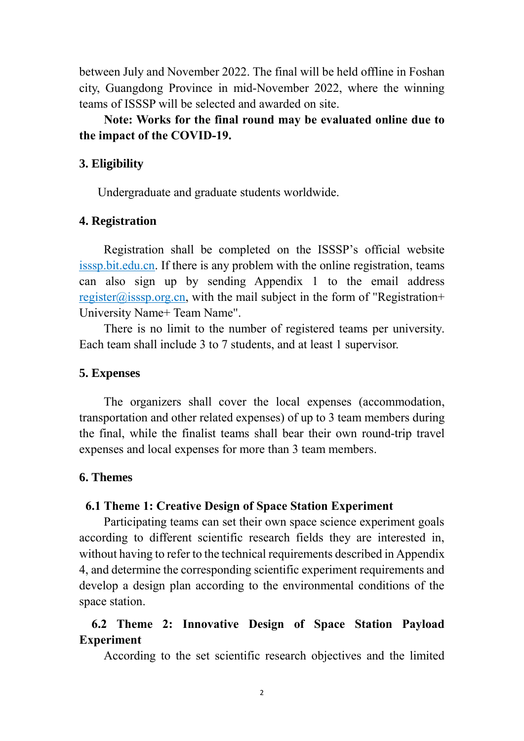between July and November 2022. The final will be held offline in Foshan city, Guangdong Province in mid-November 2022, where the winning teams of ISSSP will be selected and awarded on site.

**Note: Works for the final round may be evaluated online due to the impact of the COVID-19.**

## 3. Eligibility

Undergraduate and graduate students worldwide.

## 4. Registration

Registration shall be completed on the ISSSP's official website isssp.bit.edu.cn. If there is any problem with the online registration, teams can also sign up by sending Appendix 1 to the email address register@isssp.org.cn, with the mail subject in the form of "Registration+ University Name+ Team Name".

There is no limit to the number of registered teams per university. Each team shall include 3 to 7 students, and at least 1 supervisor.

## 5. Expenses

The organizers shall cover the local expenses (accommodation, transportation and other related expenses) of up to 3 team members during the final, while the finalist teams shall bear their own round-trip travel expenses and local expenses for more than 3 team members.

## 6. Themes

### 6.1 Theme 1: Creative Design of Space Station Experiment

Participating teams can set their own space science experiment goals according to different scientific research fields they are interested in, without having to refer to the technical requirements described in Appendix 4, and determine the corresponding scientific experiment requirements and develop a design plan according to the environmental conditions of the space station.

### 6.2 Theme 2: Innovative Design of Space Station Payload Experiment

According to the set scientific research objectives and the limited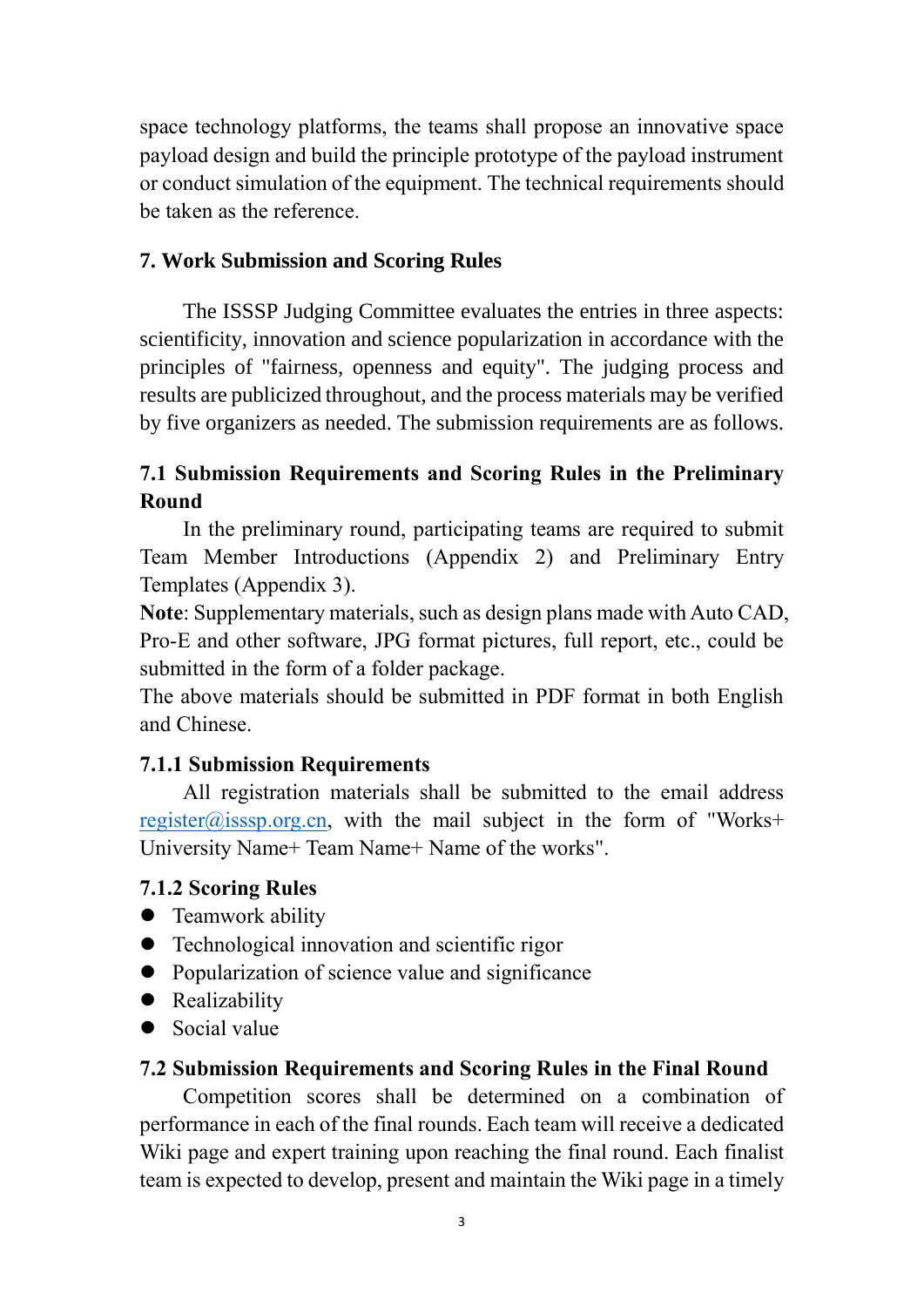space technology platforms, the teams shall propose an innovative space payload design and build the principle prototype of the payload instrument or conduct simulation of the equipment. The technical requirements should be taken as the reference.

## 7. Work Submission and Scoring Rules

The ISSSP Judging Committee evaluates the entries in three aspects: scientificity, innovation and science popularization in accordance with the principles of "fairness, openness and equity". The judging process and results are publicized throughout, and the process materials may be verified by five organizers as needed. The submission requirements are as follows.

### 7.1 Submission Requirements and Scoring Rules in the Preliminary Round

In the preliminary round, participating teams are required to submit Team Member Introductions (Appendix 2) and Preliminary Entry Templates (Appendix 3).

**Note**: Supplementary materials, such as design plans made with Auto CAD, Pro-E and other software, JPG format pictures, full report, etc., could be submitted in the form of a folder package.

The above materials should be submitted in PDF format in both English and Chinese.

#### 7.1.1 Submission Requirements

All registration materials shall be submitted to the email address register@isssp.org.cn, with the mail subject in the form of "Works+ University Name+ Team Name+ Name of the works".

#### 7.1.2 Scoring Rules

- Teamwork ability
- Technological innovation and scientific rigor
- Popularization of science value and significance
- Realizability
- Social value

### 7.2 Submission Requirements and Scoring Rules in the Final Round

Competition scores shall be determined on a combination of performance in each of the final rounds. Each team will receive a dedicated Wiki page and expert training upon reaching the final round. Each finalist team is expected to develop, present and maintain the Wiki page in a timely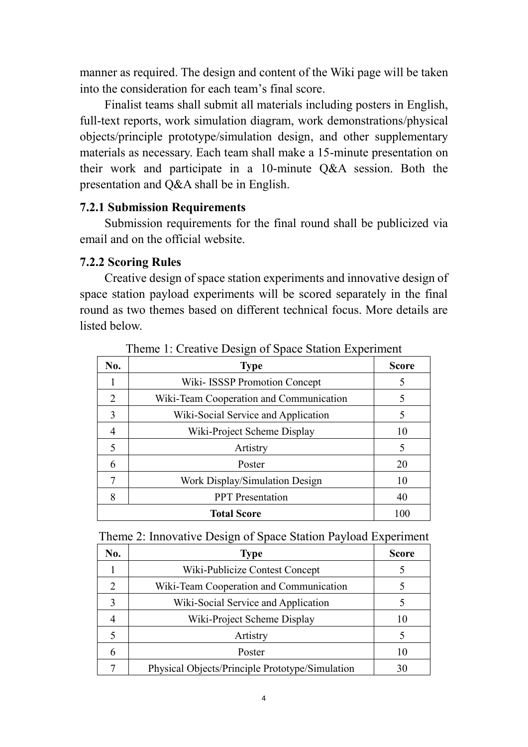manner as required. The design and content of the Wiki page will be taken into the consideration for each team's final score.

Finalist teams shall submit all materials including posters in English, full-text reports, work simulation diagram, work demonstrations/physical objects/principle prototype/simulation design, and other supplementary materials as necessary. Each team shall make a 15-minute presentation on their work and participate in a 10-minute Q&A session. Both the presentation and Q&A shall be in English.

### 7.2.1 Submission Requirements

Submission requirements for the final round shall be publicized via email and on the official website.

### 7.2.2 Scoring Rules

Creative design of space station experiments and innovative design of space station payload experiments will be scored separately in the final round as two themes based on different technical focus. More details are listed below.

Theme 1: Creative Design of Space Station Experiment

| No. | Type | Score |
|---|---|---|
| 1 | Wiki- ISSSP Promotion Concept | 5 |
| 2 | Wiki-Team Cooperation and Communication | 5 |
| 3 | Wiki-Social Service and Application | 5 |
| 4 | Wiki-Project Scheme Display | 10 |
| 5 | Artistry | 5 |
| 6 | Poster | 20 |
| 7 | Work Display/Simulation Design | 10 |
| 8 | PPT Presentation | 40 |
| **Total Score** | | 100 |

Theme 2: Innovative Design of Space Station Payload Experiment

| No. | Type | Score |
|---|---|---|
| 1 | Wiki-Publicize Contest Concept | 5 |
| 2 | Wiki-Team Cooperation and Communication | 5 |
| 3 | Wiki-Social Service and Application | 5 |
| 4 | Wiki-Project Scheme Display | 10 |
| 5 | Artistry | 5 |
| 6 | Poster | 10 |
| 7 | Physical Objects/Principle Prototype/Simulation | 30 |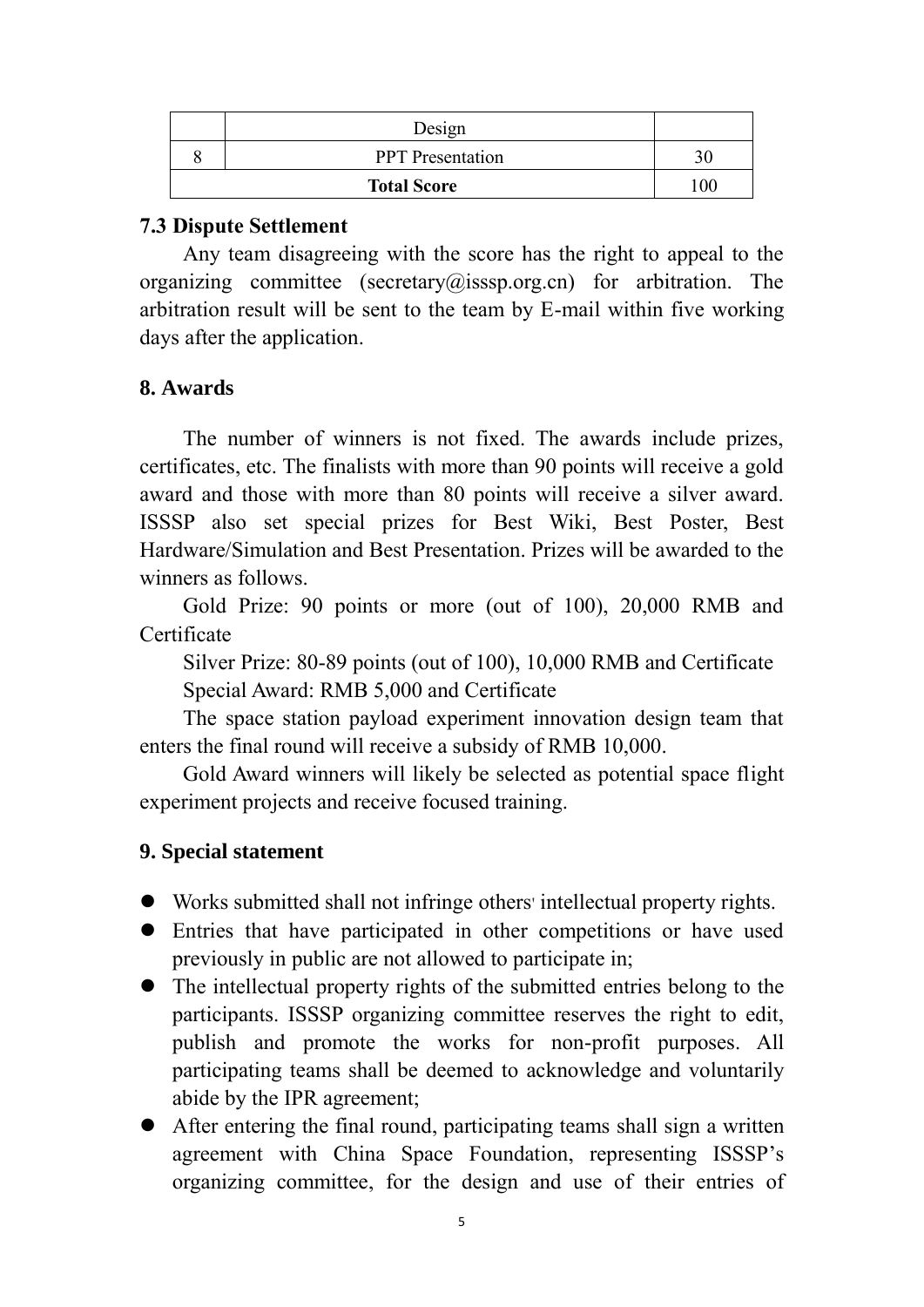|   | Design |   |
|---|---|---|
| 8 | PPT Presentation | 30 |
| **Total Score** | | 100 |

### 7.3 Dispute Settlement

Any team disagreeing with the score has the right to appeal to the organizing committee (secretary@isssp.org.cn) for arbitration. The arbitration result will be sent to the team by E-mail within five working days after the application.

## 8. Awards

The number of winners is not fixed. The awards include prizes, certificates, etc. The finalists with more than 90 points will receive a gold award and those with more than 80 points will receive a silver award. ISSSP also set special prizes for Best Wiki, Best Poster, Best Hardware/Simulation and Best Presentation. Prizes will be awarded to the winners as follows.

Gold Prize: 90 points or more (out of 100), 20,000 RMB and Certificate

Silver Prize: 80-89 points (out of 100), 10,000 RMB and Certificate

Special Award: RMB 5,000 and Certificate

The space station payload experiment innovation design team that enters the final round will receive a subsidy of RMB 10,000.

Gold Award winners will likely be selected as potential space flight experiment projects and receive focused training.

## 9. Special statement

- Works submitted shall not infringe others' intellectual property rights.
- Entries that have participated in other competitions or have used previously in public are not allowed to participate in;
- The intellectual property rights of the submitted entries belong to the participants. ISSSP organizing committee reserves the right to edit, publish and promote the works for non-profit purposes. All participating teams shall be deemed to acknowledge and voluntarily abide by the IPR agreement;
- After entering the final round, participating teams shall sign a written agreement with China Space Foundation, representing ISSSP's organizing committee, for the design and use of their entries of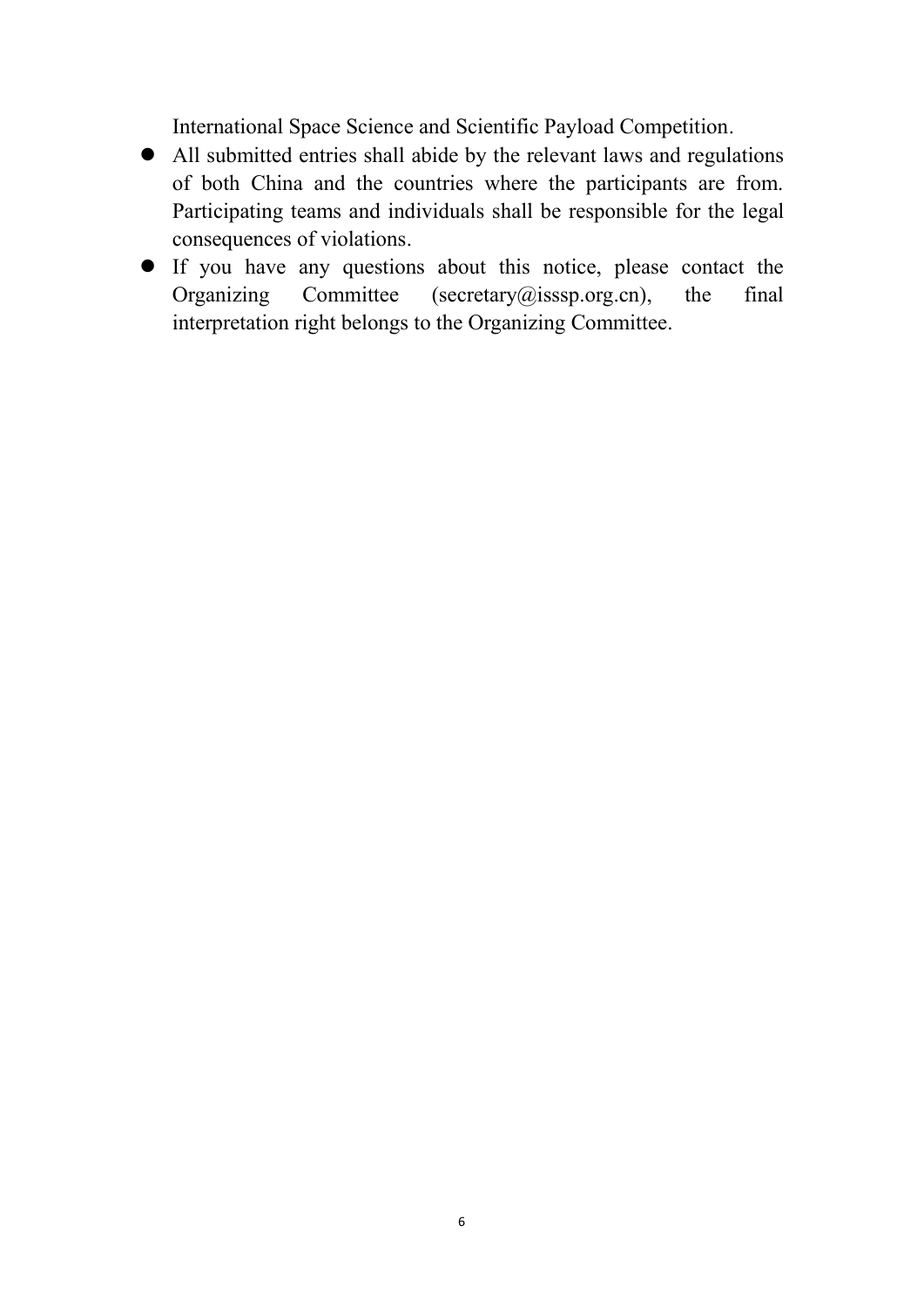International Space Science and Scientific Payload Competition.

- All submitted entries shall abide by the relevant laws and regulations of both China and the countries where the participants are from. Participating teams and individuals shall be responsible for the legal consequences of violations.
- If you have any questions about this notice, please contact the Organizing Committee (secretary@isssp.org.cn), the final interpretation right belongs to the Organizing Committee.